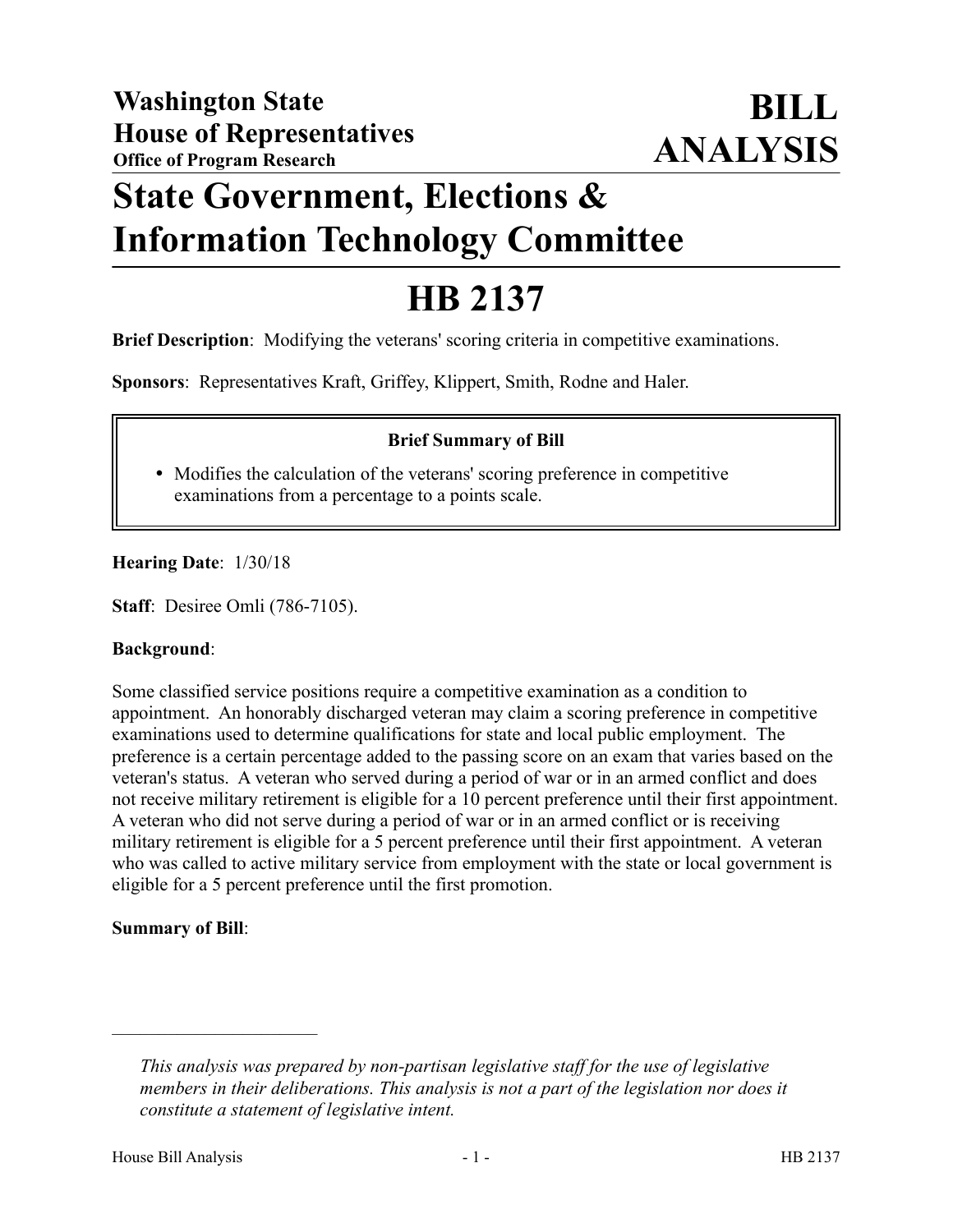**Washington State**
**House of Representatives**
**Office of Program Research**

# BILL ANALYSIS

# State Government, Elections & Information Technology Committee

# HB 2137

**Brief Description**: Modifying the veterans' scoring criteria in competitive examinations.

**Sponsors**: Representatives Kraft, Griffey, Klippert, Smith, Rodne and Haler.

**Brief Summary of Bill**

- Modifies the calculation of the veterans' scoring preference in competitive examinations from a percentage to a points scale.

**Hearing Date**: 1/30/18

**Staff**: Desiree Omli (786-7105).

**Background**:

Some classified service positions require a competitive examination as a condition to appointment. An honorably discharged veteran may claim a scoring preference in competitive examinations used to determine qualifications for state and local public employment. The preference is a certain percentage added to the passing score on an exam that varies based on the veteran's status. A veteran who served during a period of war or in an armed conflict and does not receive military retirement is eligible for a 10 percent preference until their first appointment. A veteran who did not serve during a period of war or in an armed conflict or is receiving military retirement is eligible for a 5 percent preference until their first appointment. A veteran who was called to active military service from employment with the state or local government is eligible for a 5 percent preference until the first promotion.

**Summary of Bill**:

---

*This analysis was prepared by non-partisan legislative staff for the use of legislative members in their deliberations. This analysis is not a part of the legislation nor does it constitute a statement of legislative intent.*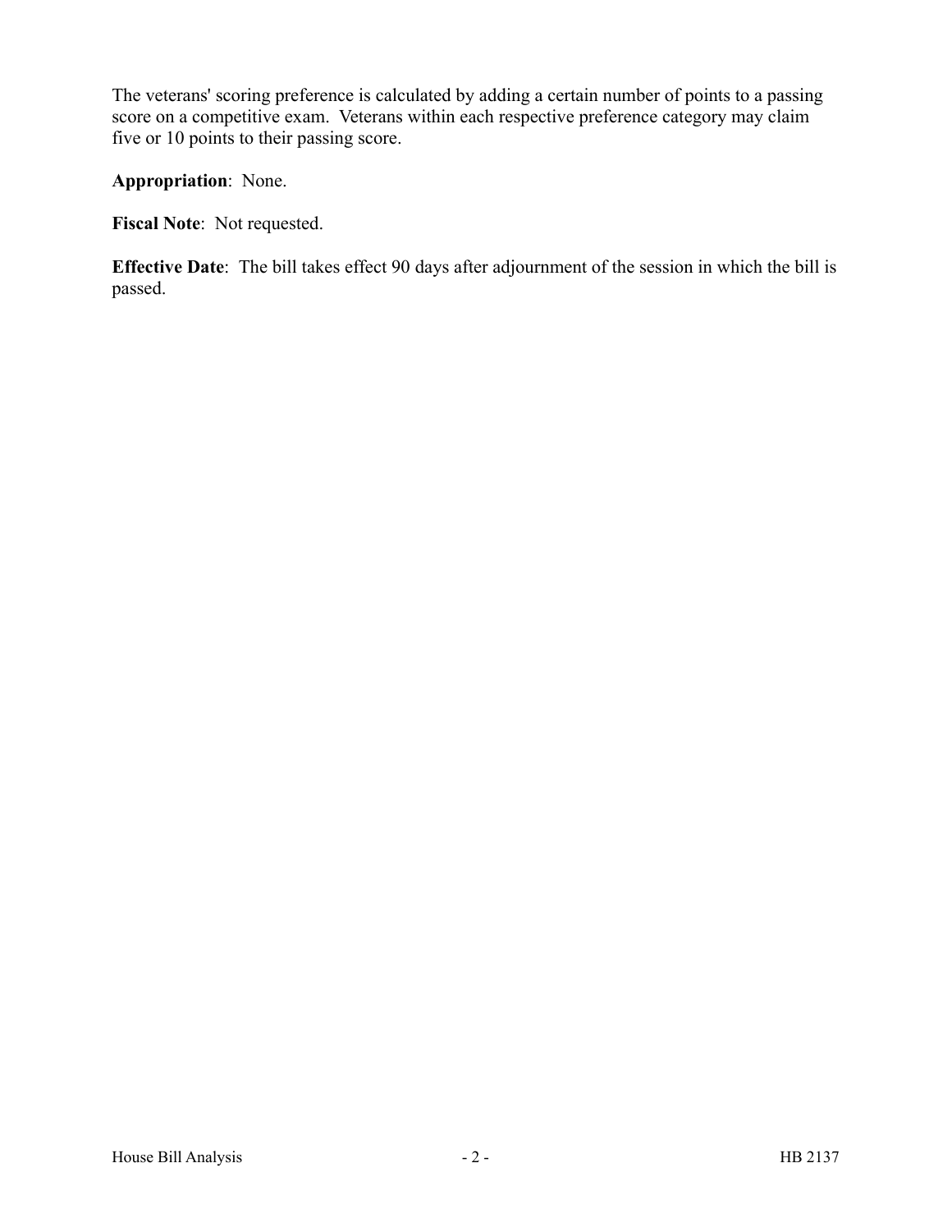The veterans' scoring preference is calculated by adding a certain number of points to a passing score on a competitive exam. Veterans within each respective preference category may claim five or 10 points to their passing score.

**Appropriation**: None.

**Fiscal Note**: Not requested.

**Effective Date**: The bill takes effect 90 days after adjournment of the session in which the bill is passed.